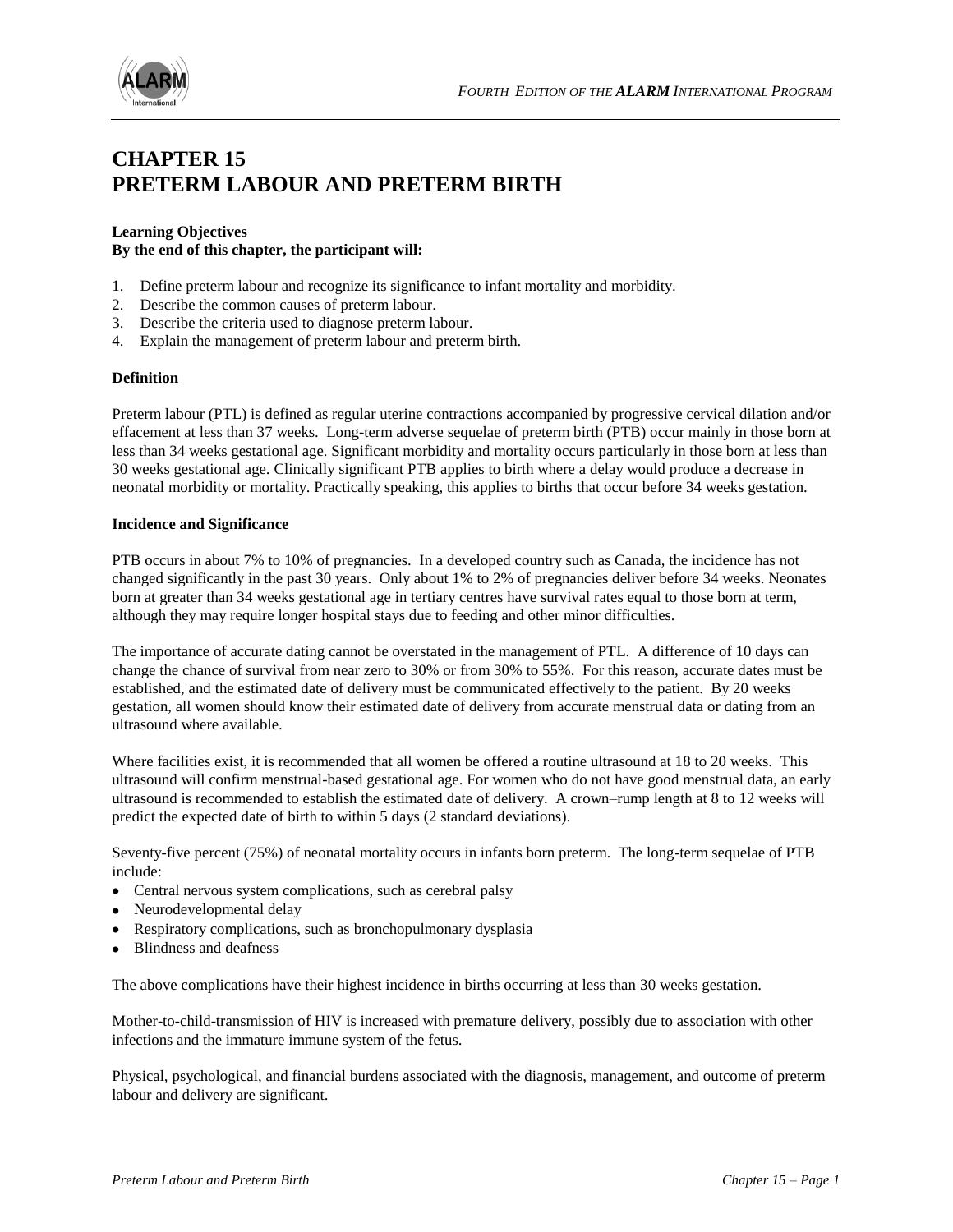# CHAPTER 15
# PRETERM LABOUR AND PRETERM BIRTH

**Learning Objectives**
**By the end of this chapter, the participant will:**

1. Define preterm labour and recognize its significance to infant mortality and morbidity.
2. Describe the common causes of preterm labour.
3. Describe the criteria used to diagnose preterm labour.
4. Explain the management of preterm labour and preterm birth.

**Definition**

Preterm labour (PTL) is defined as regular uterine contractions accompanied by progressive cervical dilation and/or effacement at less than 37 weeks. Long-term adverse sequelae of preterm birth (PTB) occur mainly in those born at less than 34 weeks gestational age. Significant morbidity and mortality occurs particularly in those born at less than 30 weeks gestational age. Clinically significant PTB applies to birth where a delay would produce a decrease in neonatal morbidity or mortality. Practically speaking, this applies to births that occur before 34 weeks gestation.

**Incidence and Significance**

PTB occurs in about 7% to 10% of pregnancies. In a developed country such as Canada, the incidence has not changed significantly in the past 30 years. Only about 1% to 2% of pregnancies deliver before 34 weeks. Neonates born at greater than 34 weeks gestational age in tertiary centres have survival rates equal to those born at term, although they may require longer hospital stays due to feeding and other minor difficulties.

The importance of accurate dating cannot be overstated in the management of PTL. A difference of 10 days can change the chance of survival from near zero to 30% or from 30% to 55%. For this reason, accurate dates must be established, and the estimated date of delivery must be communicated effectively to the patient. By 20 weeks gestation, all women should know their estimated date of delivery from accurate menstrual data or dating from an ultrasound where available.

Where facilities exist, it is recommended that all women be offered a routine ultrasound at 18 to 20 weeks. This ultrasound will confirm menstrual-based gestational age. For women who do not have good menstrual data, an early ultrasound is recommended to establish the estimated date of delivery. A crown–rump length at 8 to 12 weeks will predict the expected date of birth to within 5 days (2 standard deviations).

Seventy-five percent (75%) of neonatal mortality occurs in infants born preterm. The long-term sequelae of PTB include:

- Central nervous system complications, such as cerebral palsy
- Neurodevelopmental delay
- Respiratory complications, such as bronchopulmonary dysplasia
- Blindness and deafness

The above complications have their highest incidence in births occurring at less than 30 weeks gestation.

Mother-to-child-transmission of HIV is increased with premature delivery, possibly due to association with other infections and the immature immune system of the fetus.

Physical, psychological, and financial burdens associated with the diagnosis, management, and outcome of preterm labour and delivery are significant.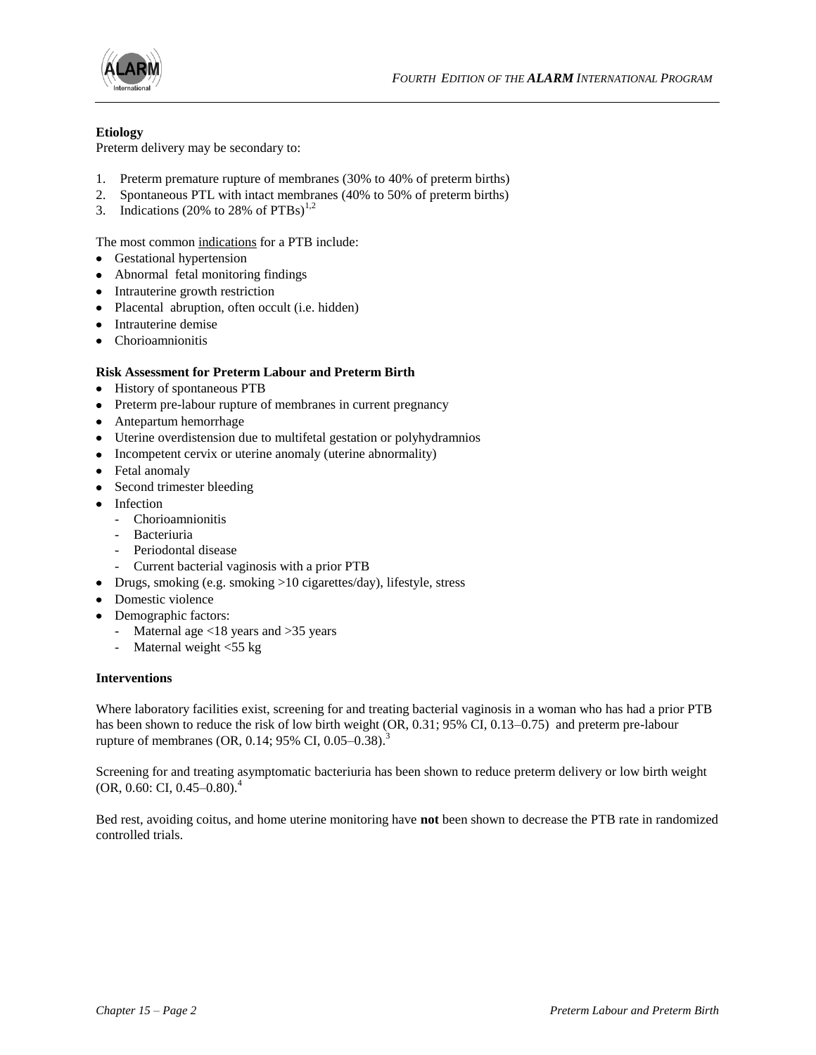**Etiology**

Preterm delivery may be secondary to:

1. Preterm premature rupture of membranes (30% to 40% of preterm births)
2. Spontaneous PTL with intact membranes (40% to 50% of preterm births)
3. Indications (20% to 28% of PTBs)[1,2]

The most common indications for a PTB include:

- Gestational hypertension
- Abnormal fetal monitoring findings
- Intrauterine growth restriction
- Placental abruption, often occult (i.e. hidden)
- Intrauterine demise
- Chorioamnionitis

**Risk Assessment for Preterm Labour and Preterm Birth**

- History of spontaneous PTB
- Preterm pre-labour rupture of membranes in current pregnancy
- Antepartum hemorrhage
- Uterine overdistension due to multifetal gestation or polyhydramnios
- Incompetent cervix or uterine anomaly (uterine abnormality)
- Fetal anomaly
- Second trimester bleeding
- Infection
  - Chorioamnionitis
  - Bacteriuria
  - Periodontal disease
  - Current bacterial vaginosis with a prior PTB
- Drugs, smoking (e.g. smoking >10 cigarettes/day), lifestyle, stress
- Domestic violence
- Demographic factors:
  - Maternal age <18 years and >35 years
  - Maternal weight <55 kg

**Interventions**

Where laboratory facilities exist, screening for and treating bacterial vaginosis in a woman who has had a prior PTB has been shown to reduce the risk of low birth weight (OR, 0.31; 95% CI, 0.13–0.75) and preterm pre-labour rupture of membranes (OR, 0.14; 95% CI, 0.05–0.38).[3]

Screening for and treating asymptomatic bacteriuria has been shown to reduce preterm delivery or low birth weight (OR, 0.60: CI, 0.45–0.80).[4]

Bed rest, avoiding coitus, and home uterine monitoring have **not** been shown to decrease the PTB rate in randomized controlled trials.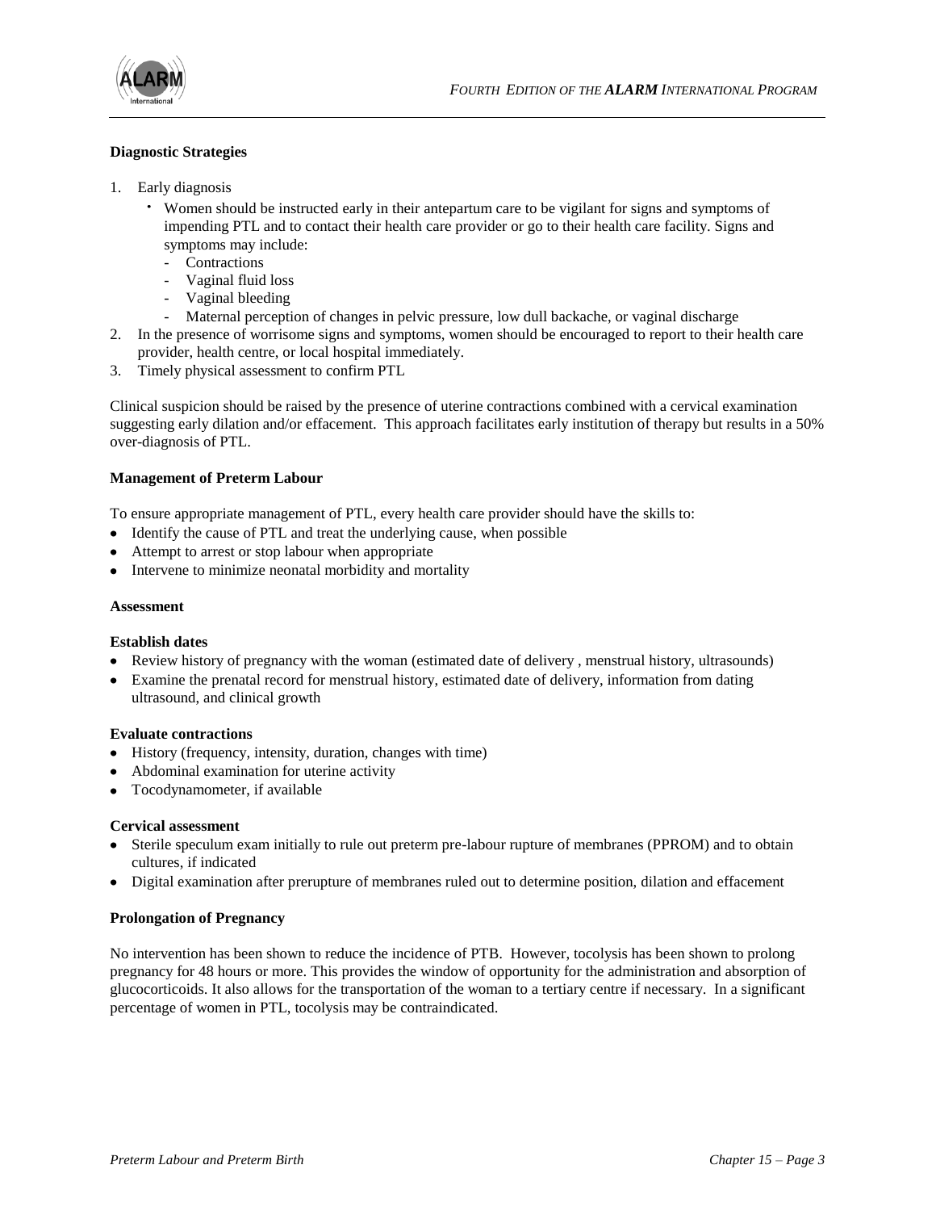**Diagnostic Strategies**

1. Early diagnosis
   - Women should be instructed early in their antepartum care to be vigilant for signs and symptoms of impending PTL and to contact their health care provider or go to their health care facility. Signs and symptoms may include:
     - Contractions
     - Vaginal fluid loss
     - Vaginal bleeding
     - Maternal perception of changes in pelvic pressure, low dull backache, or vaginal discharge
2. In the presence of worrisome signs and symptoms, women should be encouraged to report to their health care provider, health centre, or local hospital immediately.
3. Timely physical assessment to confirm PTL

Clinical suspicion should be raised by the presence of uterine contractions combined with a cervical examination suggesting early dilation and/or effacement. This approach facilitates early institution of therapy but results in a 50% over-diagnosis of PTL.

**Management of Preterm Labour**

To ensure appropriate management of PTL, every health care provider should have the skills to:

- Identify the cause of PTL and treat the underlying cause, when possible
- Attempt to arrest or stop labour when appropriate
- Intervene to minimize neonatal morbidity and mortality

**Assessment**

**Establish dates**

- Review history of pregnancy with the woman (estimated date of delivery , menstrual history, ultrasounds)
- Examine the prenatal record for menstrual history, estimated date of delivery, information from dating ultrasound, and clinical growth

**Evaluate contractions**

- History (frequency, intensity, duration, changes with time)
- Abdominal examination for uterine activity
- Tocodynamometer, if available

**Cervical assessment**

- Sterile speculum exam initially to rule out preterm pre-labour rupture of membranes (PPROM) and to obtain cultures, if indicated
- Digital examination after prerupture of membranes ruled out to determine position, dilation and effacement

**Prolongation of Pregnancy**

No intervention has been shown to reduce the incidence of PTB. However, tocolysis has been shown to prolong pregnancy for 48 hours or more. This provides the window of opportunity for the administration and absorption of glucocorticoids. It also allows for the transportation of the woman to a tertiary centre if necessary. In a significant percentage of women in PTL, tocolysis may be contraindicated.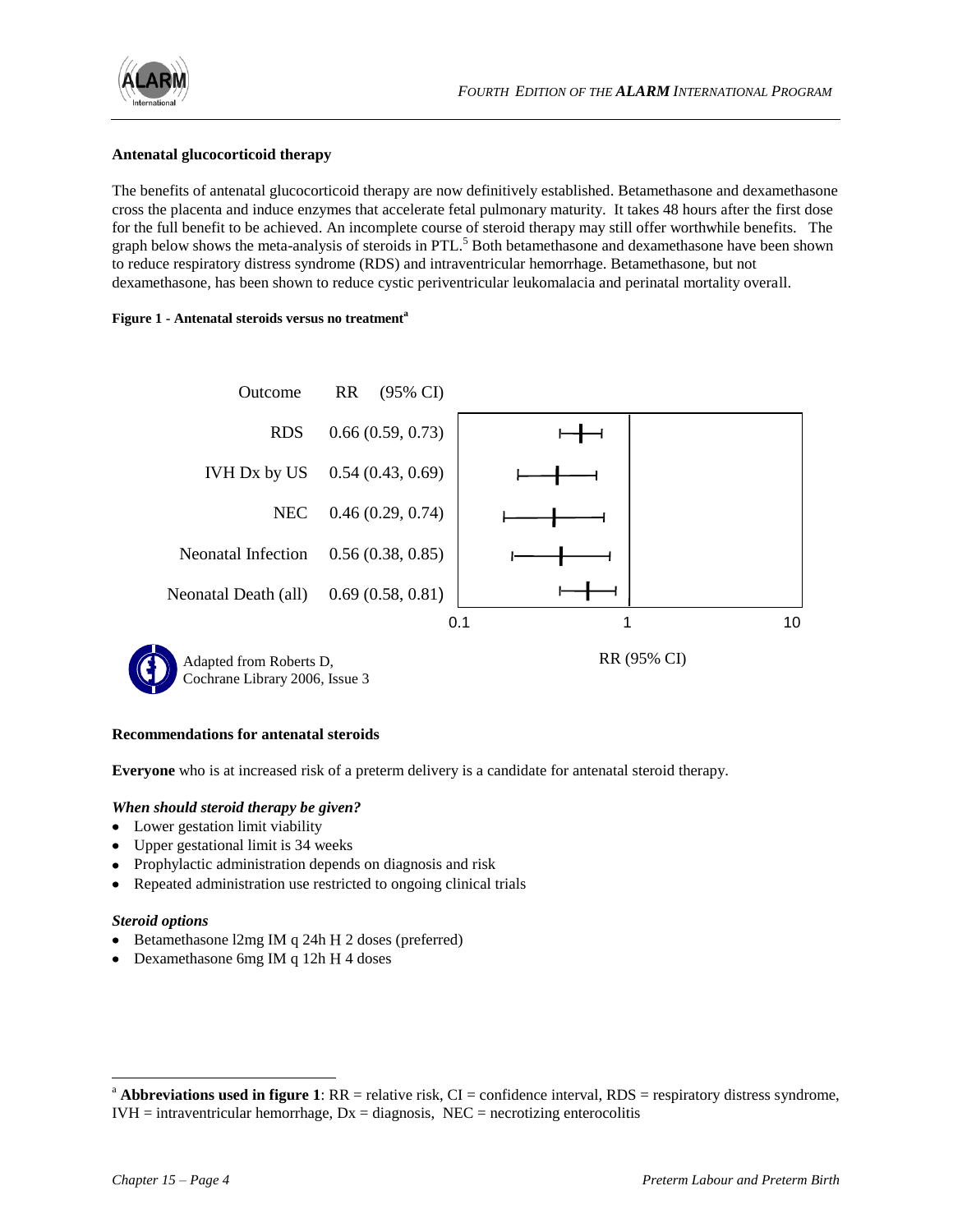**Antenatal glucocorticoid therapy**

The benefits of antenatal glucocorticoid therapy are now definitively established. Betamethasone and dexamethasone cross the placenta and induce enzymes that accelerate fetal pulmonary maturity. It takes 48 hours after the first dose for the full benefit to be achieved. An incomplete course of steroid therapy may still offer worthwhile benefits. The graph below shows the meta-analysis of steroids in PTL.[5] Both betamethasone and dexamethasone have been shown to reduce respiratory distress syndrome (RDS) and intraventricular hemorrhage. Betamethasone, but not dexamethasone, has been shown to reduce cystic periventricular leukomalacia and perinatal mortality overall.

**Figure 1 - Antenatal steroids versus no treatment[a]**

| Outcome | RR (95% CI) |
|---|---|
| RDS | 0.66 (0.59, 0.73) |
| IVH Dx by US | 0.54 (0.43, 0.69) |
| NEC | 0.46 (0.29, 0.74) |
| Neonatal Infection | 0.56 (0.38, 0.85) |
| Neonatal Death (all) | 0.69 (0.58, 0.81) |

0.1 1 10

RR (95% CI)

Adapted from Roberts D, Cochrane Library 2006, Issue 3

**Recommendations for antenatal steroids**

**Everyone** who is at increased risk of a preterm delivery is a candidate for antenatal steroid therapy.

***When should steroid therapy be given?***

- Lower gestation limit viability
- Upper gestational limit is 34 weeks
- Prophylactic administration depends on diagnosis and risk
- Repeated administration use restricted to ongoing clinical trials

***Steroid options***

- Betamethasone l2mg IM q 24h H 2 doses (preferred)
- Dexamethasone 6mg IM q 12h H 4 doses

[a] **Abbreviations used in figure 1**: RR = relative risk, CI = confidence interval, RDS = respiratory distress syndrome, IVH = intraventricular hemorrhage, Dx = diagnosis, NEC = necrotizing enterocolitis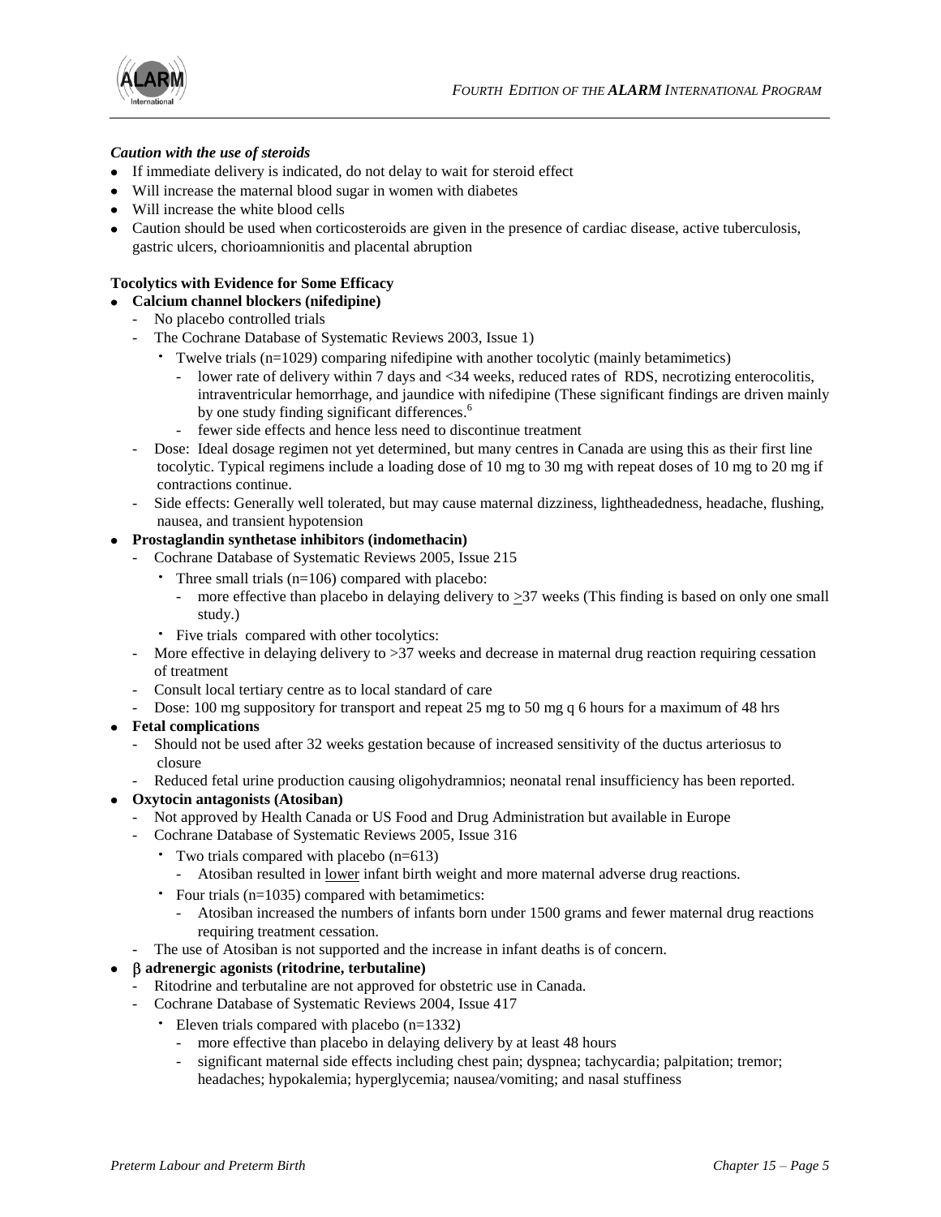***Caution with the use of steroids***

- If immediate delivery is indicated, do not delay to wait for steroid effect
- Will increase the maternal blood sugar in women with diabetes
- Will increase the white blood cells
- Caution should be used when corticosteroids are given in the presence of cardiac disease, active tuberculosis, gastric ulcers, chorioamnionitis and placental abruption

**Tocolytics with Evidence for Some Efficacy**

- **Calcium channel blockers (nifedipine)**
  - No placebo controlled trials
  - The Cochrane Database of Systematic Reviews 2003, Issue 1)
    - Twelve trials (n=1029) comparing nifedipine with another tocolytic (mainly betamimetics)
      - lower rate of delivery within 7 days and <34 weeks, reduced rates of RDS, necrotizing enterocolitis, intraventricular hemorrhage, and jaundice with nifedipine (These significant findings are driven mainly by one study finding significant differences.[6]
      - fewer side effects and hence less need to discontinue treatment
  - Dose: Ideal dosage regimen not yet determined, but many centres in Canada are using this as their first line tocolytic. Typical regimens include a loading dose of 10 mg to 30 mg with repeat doses of 10 mg to 20 mg if contractions continue.
  - Side effects: Generally well tolerated, but may cause maternal dizziness, lightheadedness, headache, flushing, nausea, and transient hypotension
- **Prostaglandin synthetase inhibitors (indomethacin)**
  - Cochrane Database of Systematic Reviews 2005, Issue 215
    - Three small trials (n=106) compared with placebo:
      - more effective than placebo in delaying delivery to ≥37 weeks (This finding is based on only one small study.)
    - Five trials compared with other tocolytics:
  - More effective in delaying delivery to >37 weeks and decrease in maternal drug reaction requiring cessation of treatment
  - Consult local tertiary centre as to local standard of care
  - Dose: 100 mg suppository for transport and repeat 25 mg to 50 mg q 6 hours for a maximum of 48 hrs
- **Fetal complications**
  - Should not be used after 32 weeks gestation because of increased sensitivity of the ductus arteriosus to closure
  - Reduced fetal urine production causing oligohydramnios; neonatal renal insufficiency has been reported.
- **Oxytocin antagonists (Atosiban)**
  - Not approved by Health Canada or US Food and Drug Administration but available in Europe
  - Cochrane Database of Systematic Reviews 2005, Issue 316
    - Two trials compared with placebo (n=613)
      - Atosiban resulted in lower infant birth weight and more maternal adverse drug reactions.
    - Four trials (n=1035) compared with betamimetics:
      - Atosiban increased the numbers of infants born under 1500 grams and fewer maternal drug reactions requiring treatment cessation.
  - The use of Atosiban is not supported and the increase in infant deaths is of concern.
- **β adrenergic agonists (ritodrine, terbutaline)**
  - Ritodrine and terbutaline are not approved for obstetric use in Canada.
  - Cochrane Database of Systematic Reviews 2004, Issue 417
    - Eleven trials compared with placebo (n=1332)
      - more effective than placebo in delaying delivery by at least 48 hours
      - significant maternal side effects including chest pain; dyspnea; tachycardia; palpitation; tremor; headaches; hypokalemia; hyperglycemia; nausea/vomiting; and nasal stuffiness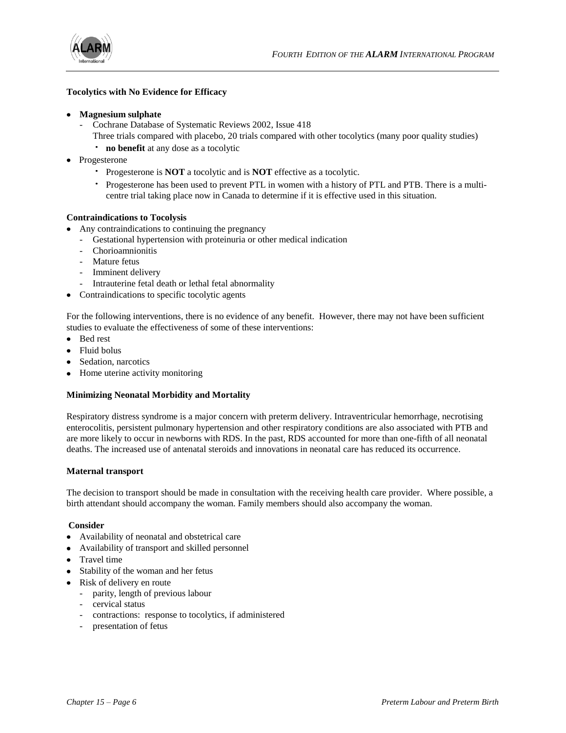**Tocolytics with No Evidence for Efficacy**

- **Magnesium sulphate**
  - Cochrane Database of Systematic Reviews 2002, Issue 418
    Three trials compared with placebo, 20 trials compared with other tocolytics (many poor quality studies)
    - **no benefit** at any dose as a tocolytic
- Progesterone
  - Progesterone is **NOT** a tocolytic and is **NOT** effective as a tocolytic.
  - Progesterone has been used to prevent PTL in women with a history of PTL and PTB. There is a multi-centre trial taking place now in Canada to determine if it is effective used in this situation.

**Contraindications to Tocolysis**

- Any contraindications to continuing the pregnancy
  - Gestational hypertension with proteinuria or other medical indication
  - Chorioamnionitis
  - Mature fetus
  - Imminent delivery
  - Intrauterine fetal death or lethal fetal abnormality
- Contraindications to specific tocolytic agents

For the following interventions, there is no evidence of any benefit. However, there may not have been sufficient studies to evaluate the effectiveness of some of these interventions:

- Bed rest
- Fluid bolus
- Sedation, narcotics
- Home uterine activity monitoring

**Minimizing Neonatal Morbidity and Mortality**

Respiratory distress syndrome is a major concern with preterm delivery. Intraventricular hemorrhage, necrotising enterocolitis, persistent pulmonary hypertension and other respiratory conditions are also associated with PTB and are more likely to occur in newborns with RDS. In the past, RDS accounted for more than one-fifth of all neonatal deaths. The increased use of antenatal steroids and innovations in neonatal care has reduced its occurrence.

**Maternal transport**

The decision to transport should be made in consultation with the receiving health care provider. Where possible, a birth attendant should accompany the woman. Family members should also accompany the woman.

**Consider**

- Availability of neonatal and obstetrical care
- Availability of transport and skilled personnel
- Travel time
- Stability of the woman and her fetus
- Risk of delivery en route
  - parity, length of previous labour
  - cervical status
  - contractions: response to tocolytics, if administered
  - presentation of fetus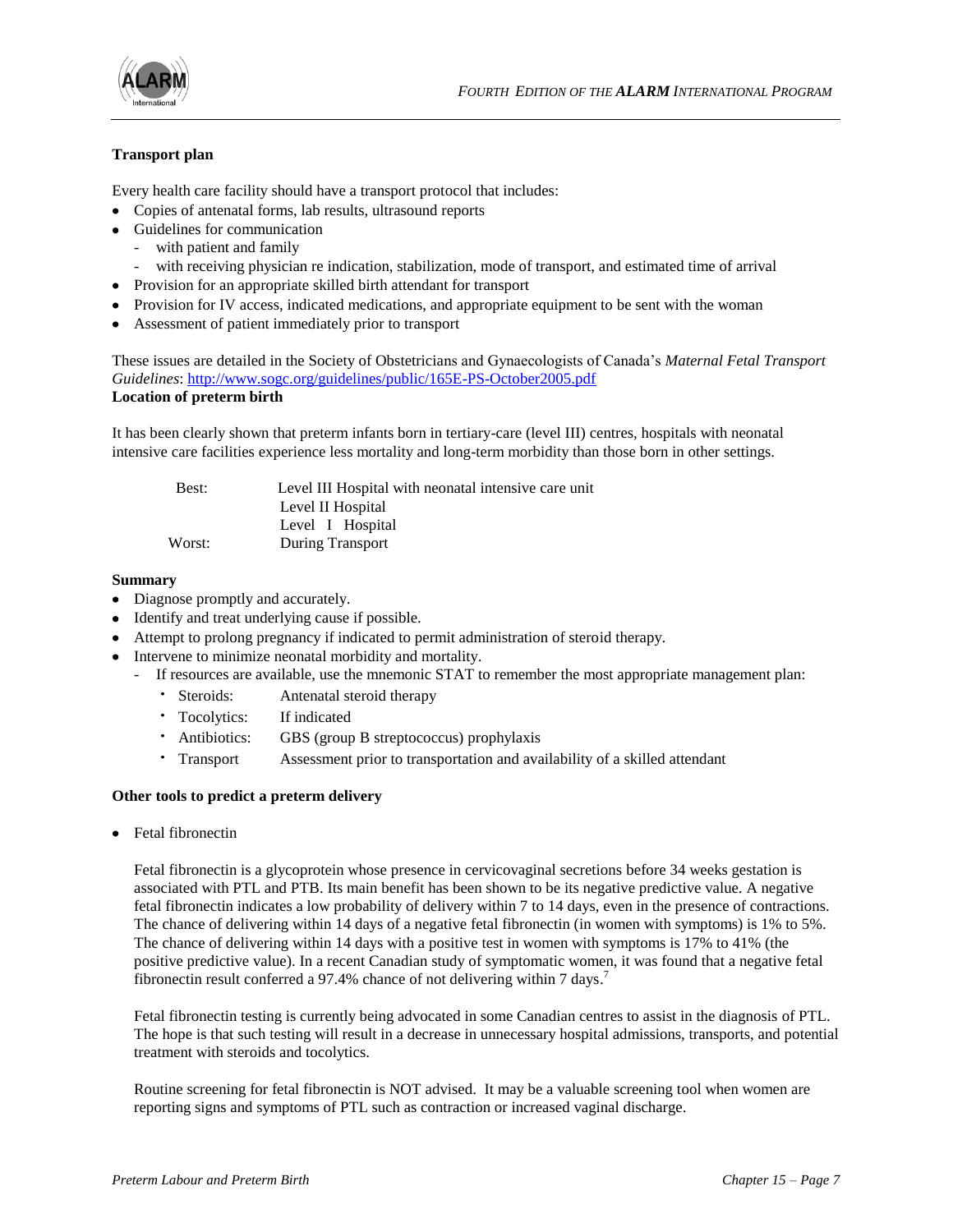**Transport plan**

Every health care facility should have a transport protocol that includes:

- Copies of antenatal forms, lab results, ultrasound reports
- Guidelines for communication
  - with patient and family
  - with receiving physician re indication, stabilization, mode of transport, and estimated time of arrival
- Provision for an appropriate skilled birth attendant for transport
- Provision for IV access, indicated medications, and appropriate equipment to be sent with the woman
- Assessment of patient immediately prior to transport

These issues are detailed in the Society of Obstetricians and Gynaecologists of Canada's *Maternal Fetal Transport Guidelines*: [http://www.sogc.org/guidelines/public/165E-PS-October2005.pdf](http://www.sogc.org/guidelines/public/165E-PS-October2005.pdf)

**Location of preterm birth**

It has been clearly shown that preterm infants born in tertiary-care (level III) centres, hospitals with neonatal intensive care facilities experience less mortality and long-term morbidity than those born in other settings.

| | |
|---|---|
| Best: | Level III Hospital with neonatal intensive care unit |
| | Level II Hospital |
| | Level I Hospital |
| Worst: | During Transport |

**Summary**

- Diagnose promptly and accurately.
- Identify and treat underlying cause if possible.
- Attempt to prolong pregnancy if indicated to permit administration of steroid therapy.
- Intervene to minimize neonatal morbidity and mortality.
  - If resources are available, use the mnemonic STAT to remember the most appropriate management plan:
    - Steroids: Antenatal steroid therapy
    - Tocolytics: If indicated
    - Antibiotics: GBS (group B streptococcus) prophylaxis
    - Transport Assessment prior to transportation and availability of a skilled attendant

**Other tools to predict a preterm delivery**

- Fetal fibronectin

  Fetal fibronectin is a glycoprotein whose presence in cervicovaginal secretions before 34 weeks gestation is associated with PTL and PTB. Its main benefit has been shown to be its negative predictive value. A negative fetal fibronectin indicates a low probability of delivery within 7 to 14 days, even in the presence of contractions. The chance of delivering within 14 days of a negative fetal fibronectin (in women with symptoms) is 1% to 5%. The chance of delivering within 14 days with a positive test in women with symptoms is 17% to 41% (the positive predictive value). In a recent Canadian study of symptomatic women, it was found that a negative fetal fibronectin result conferred a 97.4% chance of not delivering within 7 days.[7]

  Fetal fibronectin testing is currently being advocated in some Canadian centres to assist in the diagnosis of PTL. The hope is that such testing will result in a decrease in unnecessary hospital admissions, transports, and potential treatment with steroids and tocolytics.

  Routine screening for fetal fibronectin is NOT advised. It may be a valuable screening tool when women are reporting signs and symptoms of PTL such as contraction or increased vaginal discharge.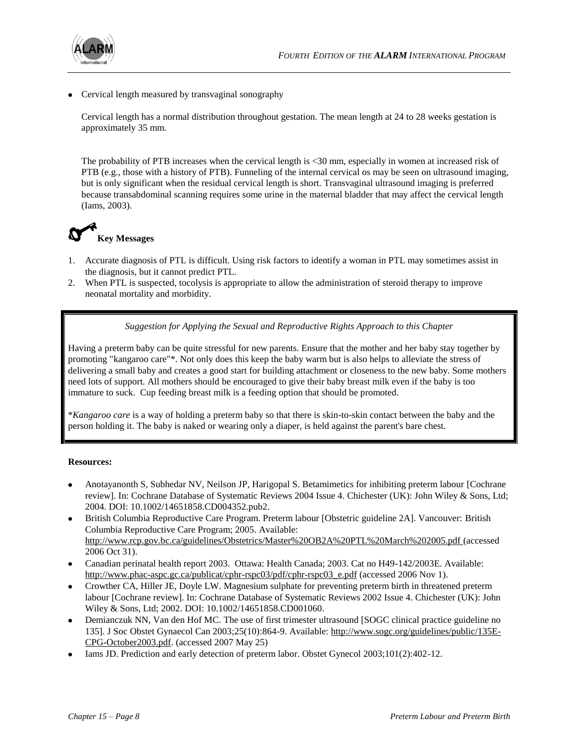- Cervical length measured by transvaginal sonography

  Cervical length has a normal distribution throughout gestation. The mean length at 24 to 28 weeks gestation is approximately 35 mm.

  The probability of PTB increases when the cervical length is <30 mm, especially in women at increased risk of PTB (e.g., those with a history of PTB). Funneling of the internal cervical os may be seen on ultrasound imaging, but is only significant when the residual cervical length is short. Transvaginal ultrasound imaging is preferred because transabdominal scanning requires some urine in the maternal bladder that may affect the cervical length (Iams, 2003).

## Key Messages

1. Accurate diagnosis of PTL is difficult. Using risk factors to identify a woman in PTL may sometimes assist in the diagnosis, but it cannot predict PTL.
2. When PTL is suspected, tocolysis is appropriate to allow the administration of steroid therapy to improve neonatal mortality and morbidity.

*Suggestion for Applying the Sexual and Reproductive Rights Approach to this Chapter*

Having a preterm baby can be quite stressful for new parents. Ensure that the mother and her baby stay together by promoting "kangaroo care"*. Not only does this keep the baby warm but is also helps to alleviate the stress of delivering a small baby and creates a good start for building attachment or closeness to the new baby. Some mothers need lots of support. All mothers should be encouraged to give their baby breast milk even if the baby is too immature to suck. Cup feeding breast milk is a feeding option that should be promoted.

**Kangaroo care* is a way of holding a preterm baby so that there is skin-to-skin contact between the baby and the person holding it. The baby is naked or wearing only a diaper, is held against the parent's bare chest.

**Resources:**

- Anotayanonth S, Subhedar NV, Neilson JP, Harigopal S. Betamimetics for inhibiting preterm labour [Cochrane review]. In: Cochrane Database of Systematic Reviews 2004 Issue 4. Chichester (UK): John Wiley & Sons, Ltd; 2004. DOI: 10.1002/14651858.CD004352.pub2.
- British Columbia Reproductive Care Program. Preterm labour [Obstetric guideline 2A]. Vancouver: British Columbia Reproductive Care Program; 2005. Available: http://www.rcp.gov.bc.ca/guidelines/Obstetrics/Master%20OB2A%20PTL%20March%202005.pdf (accessed 2006 Oct 31).
- Canadian perinatal health report 2003. Ottawa: Health Canada; 2003. Cat no H49-142/2003E. Available: http://www.phac-aspc.gc.ca/publicat/cphr-rspc03/pdf/cphr-rspc03_e.pdf (accessed 2006 Nov 1).
- Crowther CA, Hiller JE, Doyle LW. Magnesium sulphate for preventing preterm birth in threatened preterm labour [Cochrane review]. In: Cochrane Database of Systematic Reviews 2002 Issue 4. Chichester (UK): John Wiley & Sons, Ltd; 2002. DOI: 10.1002/14651858.CD001060.
- Demianczuk NN, Van den Hof MC. The use of first trimester ultrasound [SOGC clinical practice guideline no 135]. J Soc Obstet Gynaecol Can 2003;25(10):864-9. Available: http://www.sogc.org/guidelines/public/135E-CPG-October2003.pdf. (accessed 2007 May 25)
- Iams JD. Prediction and early detection of preterm labor. Obstet Gynecol 2003;101(2):402-12.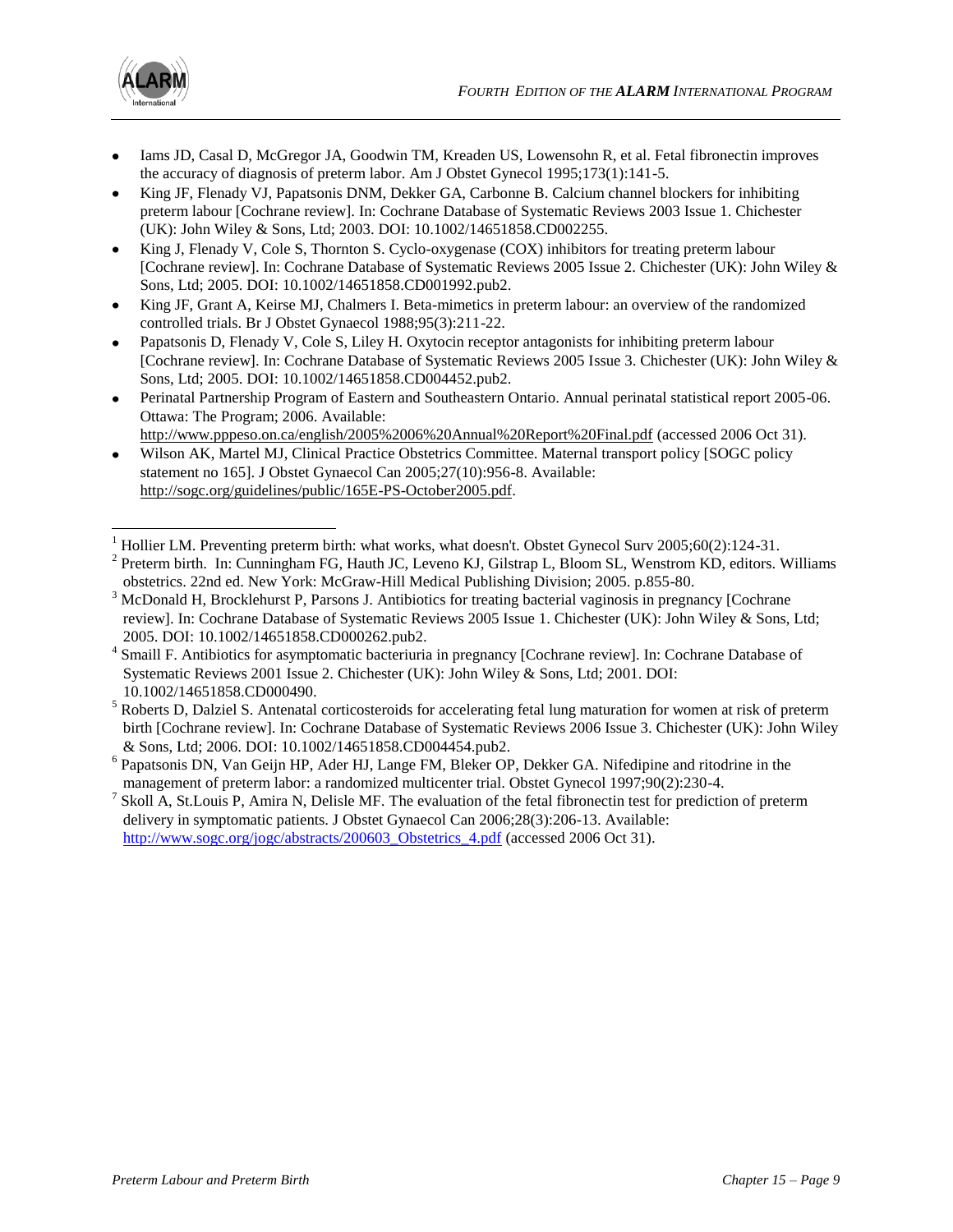- Iams JD, Casal D, McGregor JA, Goodwin TM, Kreaden US, Lowensohn R, et al. Fetal fibronectin improves the accuracy of diagnosis of preterm labor. Am J Obstet Gynecol 1995;173(1):141-5.
- King JF, Flenady VJ, Papatsonis DNM, Dekker GA, Carbonne B. Calcium channel blockers for inhibiting preterm labour [Cochrane review]. In: Cochrane Database of Systematic Reviews 2003 Issue 1. Chichester (UK): John Wiley & Sons, Ltd; 2003. DOI: 10.1002/14651858.CD002255.
- King J, Flenady V, Cole S, Thornton S. Cyclo-oxygenase (COX) inhibitors for treating preterm labour [Cochrane review]. In: Cochrane Database of Systematic Reviews 2005 Issue 2. Chichester (UK): John Wiley & Sons, Ltd; 2005. DOI: 10.1002/14651858.CD001992.pub2.
- King JF, Grant A, Keirse MJ, Chalmers I. Beta-mimetics in preterm labour: an overview of the randomized controlled trials. Br J Obstet Gynaecol 1988;95(3):211-22.
- Papatsonis D, Flenady V, Cole S, Liley H. Oxytocin receptor antagonists for inhibiting preterm labour [Cochrane review]. In: Cochrane Database of Systematic Reviews 2005 Issue 3. Chichester (UK): John Wiley & Sons, Ltd; 2005. DOI: 10.1002/14651858.CD004452.pub2.
- Perinatal Partnership Program of Eastern and Southeastern Ontario. Annual perinatal statistical report 2005-06. Ottawa: The Program; 2006. Available: http://www.pppeso.on.ca/english/2005%2006%20Annual%20Report%20Final.pdf (accessed 2006 Oct 31).
- Wilson AK, Martel MJ, Clinical Practice Obstetrics Committee. Maternal transport policy [SOGC policy statement no 165]. J Obstet Gynaecol Can 2005;27(10):956-8. Available: http://sogc.org/guidelines/public/165E-PS-October2005.pdf.

---

[1] Hollier LM. Preventing preterm birth: what works, what doesn't. Obstet Gynecol Surv 2005;60(2):124-31.

[2] Preterm birth. In: Cunningham FG, Hauth JC, Leveno KJ, Gilstrap L, Bloom SL, Wenstrom KD, editors. Williams obstetrics. 22nd ed. New York: McGraw-Hill Medical Publishing Division; 2005. p.855-80.

[3] McDonald H, Brocklehurst P, Parsons J. Antibiotics for treating bacterial vaginosis in pregnancy [Cochrane review]. In: Cochrane Database of Systematic Reviews 2005 Issue 1. Chichester (UK): John Wiley & Sons, Ltd; 2005. DOI: 10.1002/14651858.CD000262.pub2.

[4] Smaill F. Antibiotics for asymptomatic bacteriuria in pregnancy [Cochrane review]. In: Cochrane Database of Systematic Reviews 2001 Issue 2. Chichester (UK): John Wiley & Sons, Ltd; 2001. DOI: 10.1002/14651858.CD000490.

[5] Roberts D, Dalziel S. Antenatal corticosteroids for accelerating fetal lung maturation for women at risk of preterm birth [Cochrane review]. In: Cochrane Database of Systematic Reviews 2006 Issue 3. Chichester (UK): John Wiley & Sons, Ltd; 2006. DOI: 10.1002/14651858.CD004454.pub2.

[6] Papatsonis DN, Van Geijn HP, Ader HJ, Lange FM, Bleker OP, Dekker GA. Nifedipine and ritodrine in the management of preterm labor: a randomized multicenter trial. Obstet Gynecol 1997;90(2):230-4.

[7] Skoll A, St.Louis P, Amira N, Delisle MF. The evaluation of the fetal fibronectin test for prediction of preterm delivery in symptomatic patients. J Obstet Gynaecol Can 2006;28(3):206-13. Available: http://www.sogc.org/jogc/abstracts/200603_Obstetrics_4.pdf (accessed 2006 Oct 31).